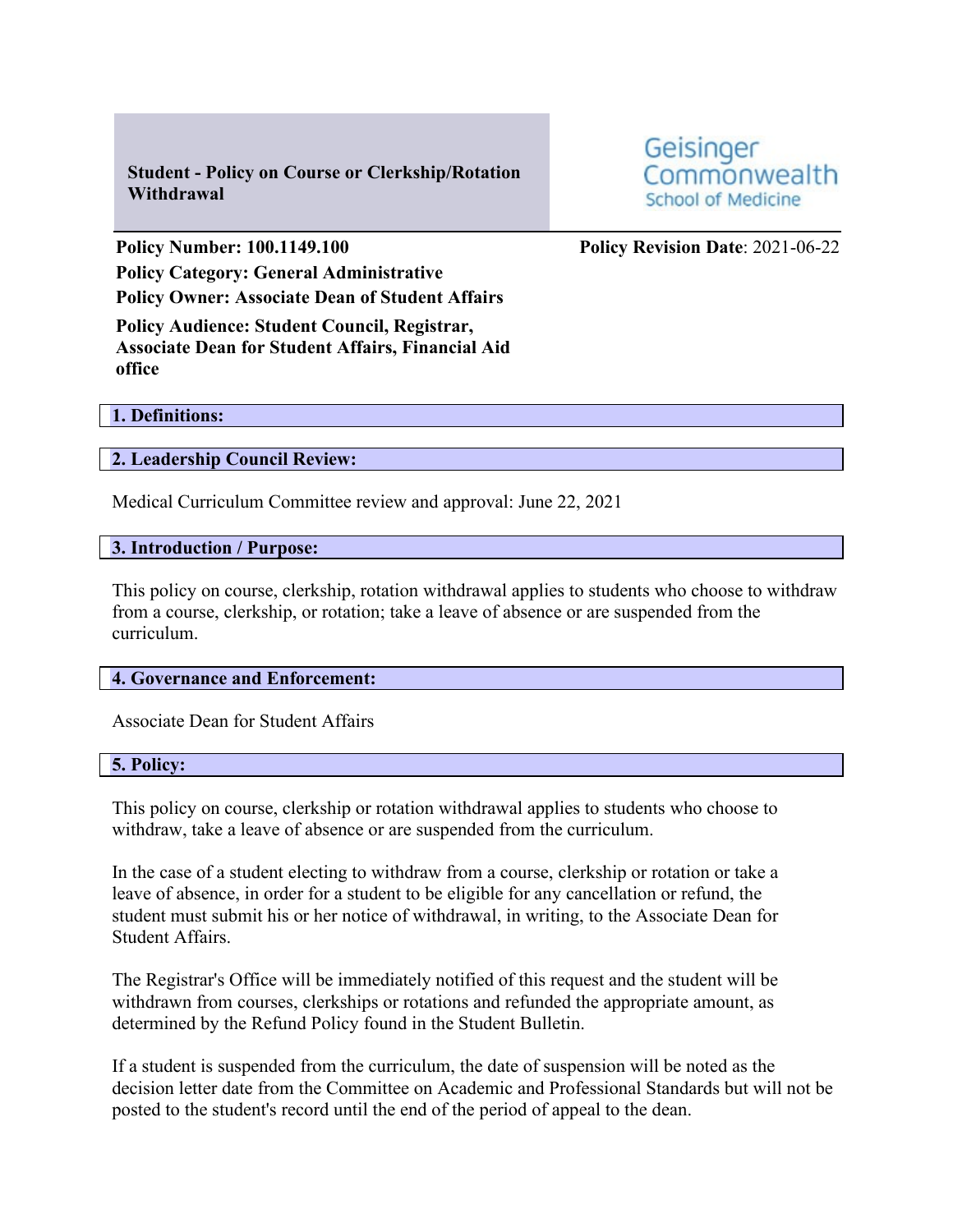**Student - Policy on Course or Clerkship/Rotation Withdrawal**

Geisinger Commonwealth School of Medicine

**Policy Number: 100.1149.100**

**Policy Revision Date**: 2021-06-22

**Policy Category: General Administrative**

**Policy Owner: Associate Dean of Student Affairs**

**Policy Audience: Student Council, Registrar, Associate Dean for Student Affairs, Financial Aid office**

## 1. Definitions:

## 2. Leadership Council Review:

Medical Curriculum Committee review and approval: June 22, 2021

## 3. Introduction / Purpose:

This policy on course, clerkship, rotation withdrawal applies to students who choose to withdraw from a course, clerkship, or rotation; take a leave of absence or are suspended from the curriculum.

## 4. Governance and Enforcement:

Associate Dean for Student Affairs

## 5. Policy:

This policy on course, clerkship or rotation withdrawal applies to students who choose to withdraw, take a leave of absence or are suspended from the curriculum.

In the case of a student electing to withdraw from a course, clerkship or rotation or take a leave of absence, in order for a student to be eligible for any cancellation or refund, the student must submit his or her notice of withdrawal, in writing, to the Associate Dean for Student Affairs.

The Registrar's Office will be immediately notified of this request and the student will be withdrawn from courses, clerkships or rotations and refunded the appropriate amount, as determined by the Refund Policy found in the Student Bulletin.

If a student is suspended from the curriculum, the date of suspension will be noted as the decision letter date from the Committee on Academic and Professional Standards but will not be posted to the student's record until the end of the period of appeal to the dean.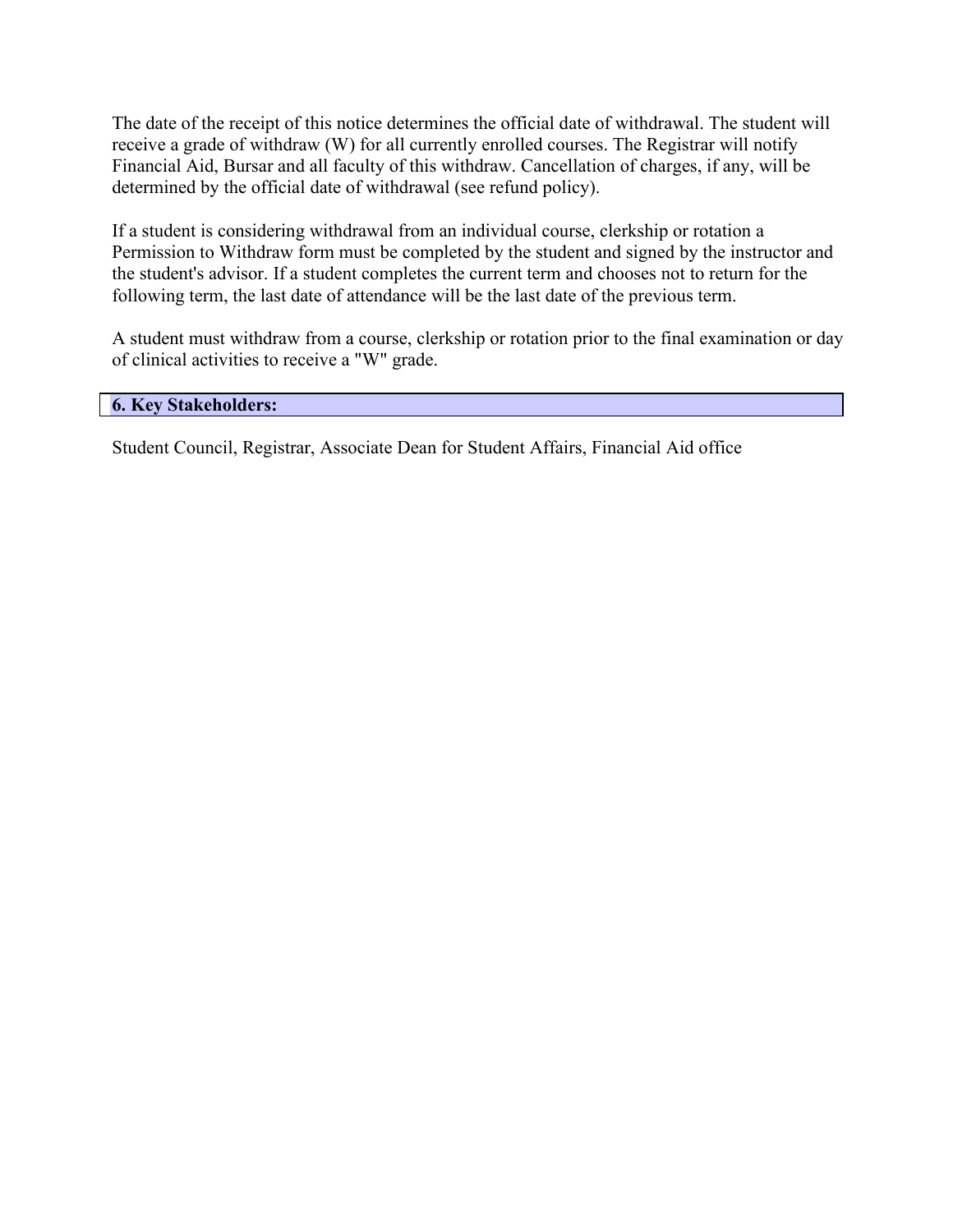The date of the receipt of this notice determines the official date of withdrawal. The student will receive a grade of withdraw (W) for all currently enrolled courses. The Registrar will notify Financial Aid, Bursar and all faculty of this withdraw. Cancellation of charges, if any, will be determined by the official date of withdrawal (see refund policy).

If a student is considering withdrawal from an individual course, clerkship or rotation a Permission to Withdraw form must be completed by the student and signed by the instructor and the student's advisor. If a student completes the current term and chooses not to return for the following term, the last date of attendance will be the last date of the previous term.

A student must withdraw from a course, clerkship or rotation prior to the final examination or day of clinical activities to receive a "W" grade.

## 6. Key Stakeholders:

Student Council, Registrar, Associate Dean for Student Affairs, Financial Aid office